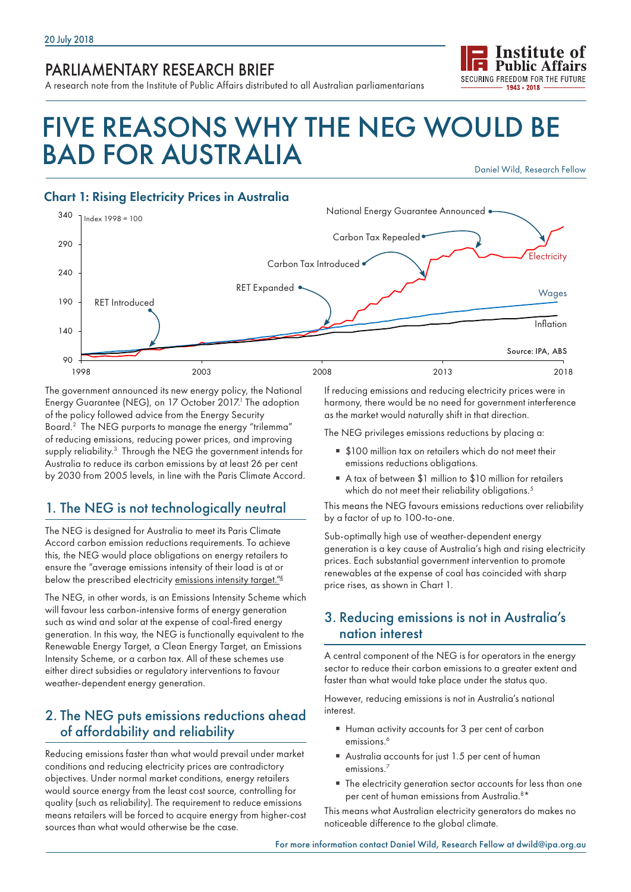20 July 2018

PARLIAMENTARY RESEARCH BRIEF

A research note from the Institute of Public Affairs distributed to all Australian parliamentarians

# FIVE REASONS WHY THE NEG WOULD BE BAD FOR AUSTRALIA

Daniel Wild, Research Fellow

### Chart 1: Rising Electricity Prices in Australia

Index 1998 = 100

Source: IPA, ABS

The government announced its new energy policy, the National Energy Guarantee (NEG), on 17 October 2017.[1] The adoption of the policy followed advice from the Energy Security Board.[2] The NEG purports to manage the energy "trilemma" of reducing emissions, reducing power prices, and improving supply reliability.[3] Through the NEG the government intends for Australia to reduce its carbon emissions by at least 26 per cent by 2030 from 2005 levels, in line with the Paris Climate Accord.

## 1. The NEG is not technologically neutral

The NEG is designed for Australia to meet its Paris Climate Accord carbon emission reductions requirements. To achieve this, the NEG would place obligations on energy retailers to ensure the "average emissions intensity of their load is at or below the prescribed electricity emissions intensity target."[4]

The NEG, in other words, is an Emissions Intensity Scheme which will favour less carbon-intensive forms of energy generation such as wind and solar at the expense of coal-fired energy generation. In this way, the NEG is functionally equivalent to the Renewable Energy Target, a Clean Energy Target, an Emissions Intensity Scheme, or a carbon tax. All of these schemes use either direct subsidies or regulatory interventions to favour weather-dependent energy generation.

## 2. The NEG puts emissions reductions ahead of affordability and reliability

Reducing emissions faster than what would prevail under market conditions and reducing electricity prices are contradictory objectives. Under normal market conditions, energy retailers would source energy from the least cost source, controlling for quality (such as reliability). The requirement to reduce emissions means retailers will be forced to acquire energy from higher-cost sources than what would otherwise be the case.

If reducing emissions and reducing electricity prices were in harmony, there would be no need for government interference as the market would naturally shift in that direction.

The NEG privileges emissions reductions by placing a:

- $100 million tax on retailers which do not meet their emissions reductions obligations.
- A tax of between $1 million to $10 million for retailers which do not meet their reliability obligations.[5]

This means the NEG favours emissions reductions over reliability by a factor of up to 100-to-one.

Sub-optimally high use of weather-dependent energy generation is a key cause of Australia's high and rising electricity prices. Each substantial government intervention to promote renewables at the expense of coal has coincided with sharp price rises, as shown in Chart 1.

## 3. Reducing emissions is not in Australia's nation interest

A central component of the NEG is for operators in the energy sector to reduce their carbon emissions to a greater extent and faster than what would take place under the status quo.

However, reducing emissions is not in Australia's national interest.

- Human activity accounts for 3 per cent of carbon emissions.[6]
- Australia accounts for just 1.5 per cent of human emissions.[7]
- The electricity generation sector accounts for less than one per cent of human emissions from Australia.[8]*

This means what Australian electricity generators do makes no noticeable difference to the global climate.

For more information contact Daniel Wild, Research Fellow at dwild@ipa.org.au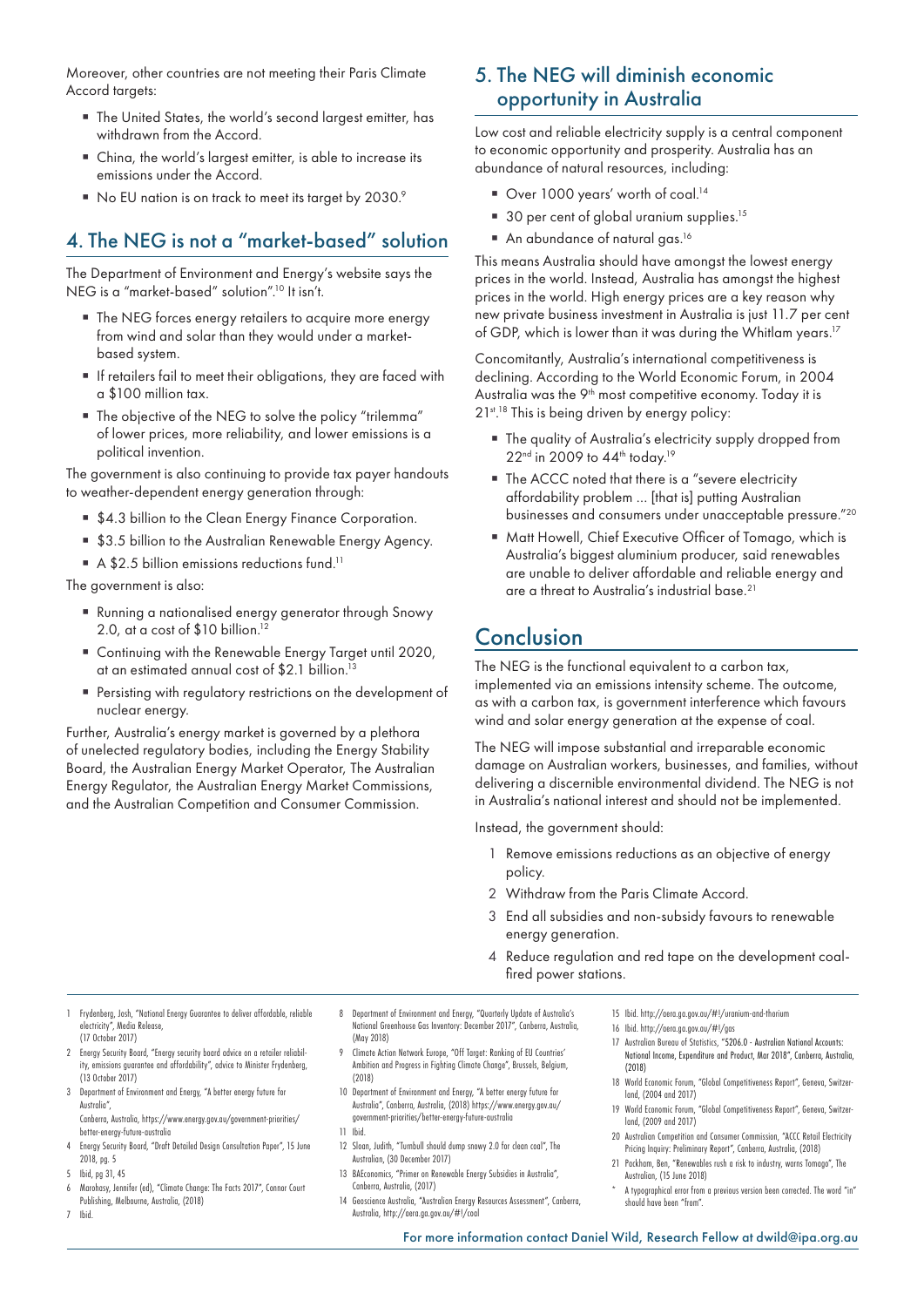Moreover, other countries are not meeting their Paris Climate Accord targets:

- The United States, the world's second largest emitter, has withdrawn from the Accord.
- China, the world's largest emitter, is able to increase its emissions under the Accord.
- No EU nation is on track to meet its target by 2030.[9]

## 4. The NEG is not a "market-based" solution

The Department of Environment and Energy's website says the NEG is a "market-based" solution".[10] It isn't.

- The NEG forces energy retailers to acquire more energy from wind and solar than they would under a market-based system.
- If retailers fail to meet their obligations, they are faced with a $100 million tax.
- The objective of the NEG to solve the policy "trilemma" of lower prices, more reliability, and lower emissions is a political invention.

The government is also continuing to provide tax payer handouts to weather-dependent energy generation through:

- $4.3 billion to the Clean Energy Finance Corporation.
- $3.5 billion to the Australian Renewable Energy Agency.
- A $2.5 billion emissions reductions fund.[11]

The government is also:

- Running a nationalised energy generator through Snowy 2.0, at a cost of $10 billion.[12]
- Continuing with the Renewable Energy Target until 2020, at an estimated annual cost of $2.1 billion.[13]
- Persisting with regulatory restrictions on the development of nuclear energy.

Further, Australia's energy market is governed by a plethora of unelected regulatory bodies, including the Energy Stability Board, the Australian Energy Market Operator, The Australian Energy Regulator, the Australian Energy Market Commissions, and the Australian Competition and Consumer Commission.

## 5. The NEG will diminish economic opportunity in Australia

Low cost and reliable electricity supply is a central component to economic opportunity and prosperity. Australia has an abundance of natural resources, including:

- Over 1000 years' worth of coal.[14]
- 30 per cent of global uranium supplies.[15]
- An abundance of natural gas.[16]

This means Australia should have amongst the lowest energy prices in the world. Instead, Australia has amongst the highest prices in the world. High energy prices are a key reason why new private business investment in Australia is just 11.7 per cent of GDP, which is lower than it was during the Whitlam years.[17]

Concomitantly, Australia's international competitiveness is declining. According to the World Economic Forum, in 2004 Australia was the 9th most competitive economy. Today it is 21st.[18] This is being driven by energy policy:

- The quality of Australia's electricity supply dropped from 22nd in 2009 to 44th today.[19]
- The ACCC noted that there is a "severe electricity affordability problem ... [that is] putting Australian businesses and consumers under unacceptable pressure."[20]
- Matt Howell, Chief Executive Officer of Tomago, which is Australia's biggest aluminium producer, said renewables are unable to deliver affordable and reliable energy and are a threat to Australia's industrial base.[21]

## Conclusion

The NEG is the functional equivalent to a carbon tax, implemented via an emissions intensity scheme. The outcome, as with a carbon tax, is government interference which favours wind and solar energy generation at the expense of coal.

The NEG will impose substantial and irreparable economic damage on Australian workers, businesses, and families, without delivering a discernible environmental dividend. The NEG is not in Australia's national interest and should not be implemented.

Instead, the government should:

1. Remove emissions reductions as an objective of energy policy.
2. Withdraw from the Paris Climate Accord.
3. End all subsidies and non-subsidy favours to renewable energy generation.
4. Reduce regulation and red tape on the development coal-fired power stations.

---

1 Frydenberg, Josh, "National Energy Guarantee to deliver affordable, reliable electricity", Media Release, (17 October 2017)

2 Energy Security Board, "Energy security board advice on a retailer reliability, emissions guarantee and affordability", advice to Minister Frydenberg, (13 October 2017)

3 Department of Environment and Energy, "A better energy future for Australia", Canberra, Australia, https://www.energy.gov.au/government-priorities/better-energy-future-australia

4 Energy Security Board, "Draft Detailed Design Consultation Paper", 15 June 2018, pg. 5

5 Ibid, pg 31, 45

6 Marohasy, Jennifer (ed), "Climate Change: The Facts 2017", Connor Court Publishing, Melbourne, Australia, (2018)

7 Ibid.

8 Department of Environment and Energy, "Quarterly Update of Australia's National Greenhouse Gas Inventory: December 2017", Canberra, Australia, (May 2018)

9 Climate Action Network Europe, "Off Target: Ranking of EU Countries' Ambition and Progress in Fighting Climate Change", Brussels, Belgium, (2018)

10 Department of Environment and Energy, "A better energy future for Australia", Canberra, Australia, (2018) https://www.energy.gov.au/government-priorities/better-energy-future-australia

11 Ibid.

12 Sloan, Judith, "Turnbull should dump snowy 2.0 for clean coal", The Australian, (30 December 2017)

13 BAEconomics, "Primer on Renewable Energy Subsidies in Australia", Canberra, Australia, (2017)

14 Geoscience Australia, "Australian Energy Resources Assessment", Canberra, Australia, http://aera.ga.gov.au/#!/coal

15 Ibid. http://aera.ga.gov.au/#!/uranium-and-thorium

16 Ibid. http://aera.ga.gov.au/#!/gas

17 Australian Bureau of Statistics, "5206.0 - Australian National Accounts: National Income, Expenditure and Product, Mar 2018", Canberra, Australia, (2018)

18 World Economic Forum, "Global Competitiveness Report", Geneva, Switzerland, (2004 and 2017)

19 World Economic Forum, "Global Competitiveness Report", Geneva, Switzerland, (2009 and 2017)

20 Australian Competition and Consumer Commission, "ACCC Retail Electricity Pricing Inquiry: Preliminary Report", Canberra, Australia, (2018)

21 Packham, Ben, "Renewables rush a risk to industry, warns Tomago", The Australian, (15 June 2018)

* A typographical error from a previous version been corrected. The word "in" should have been "from".

For more information contact Daniel Wild, Research Fellow at dwild@ipa.org.au